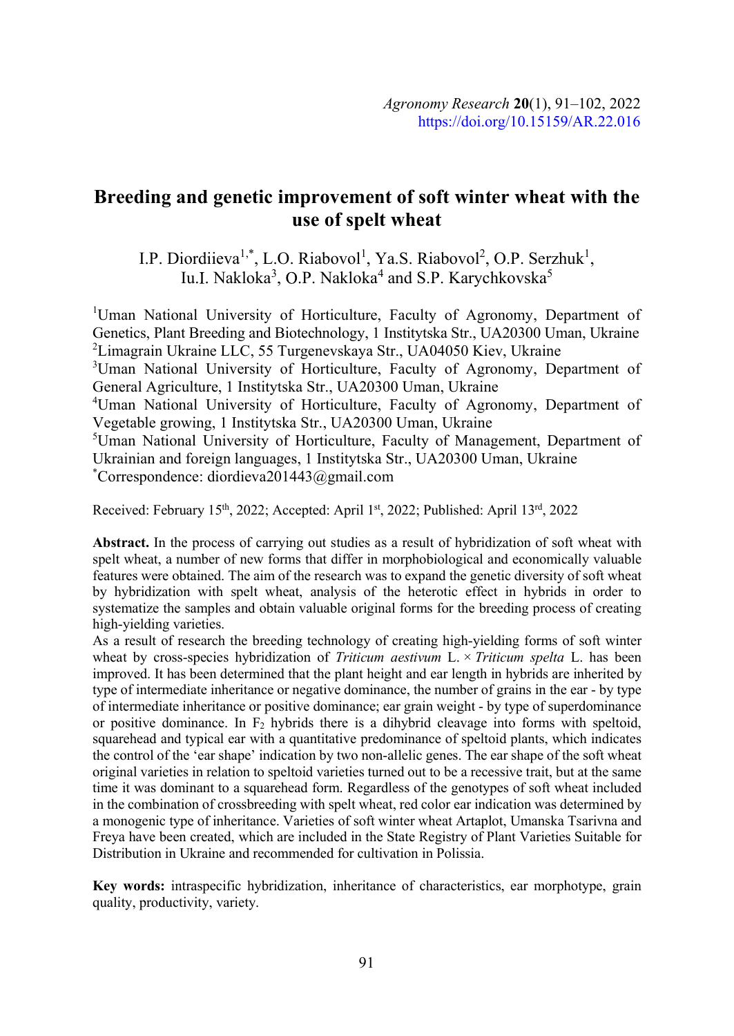# Breeding and genetic improvement of soft winter wheat with the use of spelt wheat

I.P. Diordiieva[1,*], L.O. Riabovol[1], Ya.S. Riabovol[2], O.P. Serzhuk[1], Iu.I. Nakloka[3], O.P. Nakloka[4] and S.P. Karychkovska[5]

[1]Uman National University of Horticulture, Faculty of Agronomy, Department of Genetics, Plant Breeding and Biotechnology, 1 Instytytska Str., UA20300 Uman, Ukraine
[2]Limagrain Ukraine LLC, 55 Turgenevskaya Str., UA04050 Kiev, Ukraine
[3]Uman National University of Horticulture, Faculty of Agronomy, Department of General Agriculture, 1 Instytytska Str., UA20300 Uman, Ukraine
[4]Uman National University of Horticulture, Faculty of Agronomy, Department of Vegetable growing, 1 Instytytska Str., UA20300 Uman, Ukraine
[5]Uman National University of Horticulture, Faculty of Management, Department of Ukrainian and foreign languages, 1 Instytytska Str., UA20300 Uman, Ukraine
[*]Correspondence: diordieva201443@gmail.com

Received: February 15th, 2022; Accepted: April 1st, 2022; Published: April 13rd, 2022

**Abstract.** In the process of carrying out studies as a result of hybridization of soft wheat with spelt wheat, a number of new forms that differ in morphobiological and economically valuable features were obtained. The aim of the research was to expand the genetic diversity of soft wheat by hybridization with spelt wheat, analysis of the heterotic effect in hybrids in order to systematize the samples and obtain valuable original forms for the breeding process of creating high-yielding varieties.

As a result of research the breeding technology of creating high-yielding forms of soft winter wheat by cross-species hybridization of *Triticum aestivum* L. × *Triticum spelta* L. has been improved. It has been determined that the plant height and ear length in hybrids are inherited by type of intermediate inheritance or negative dominance, the number of grains in the ear - by type of intermediate inheritance or positive dominance; ear grain weight - by type of superdominance or positive dominance. In $F_2$ hybrids there is a dihybrid cleavage into forms with speltoid, squarehead and typical ear with a quantitative predominance of speltoid plants, which indicates the control of the 'ear shape' indication by two non-allelic genes. The ear shape of the soft wheat original varieties in relation to speltoid varieties turned out to be a recessive trait, but at the same time it was dominant to a squarehead form. Regardless of the genotypes of soft wheat included in the combination of crossbreeding with spelt wheat, red color ear indication was determined by a monogenic type of inheritance. Varieties of soft winter wheat Artaplot, Umanska Tsarivna and Freya have been created, which are included in the State Registry of Plant Varieties Suitable for Distribution in Ukraine and recommended for cultivation in Polissia.

**Key words:** intraspecific hybridization, inheritance of characteristics, ear morphotype, grain quality, productivity, variety.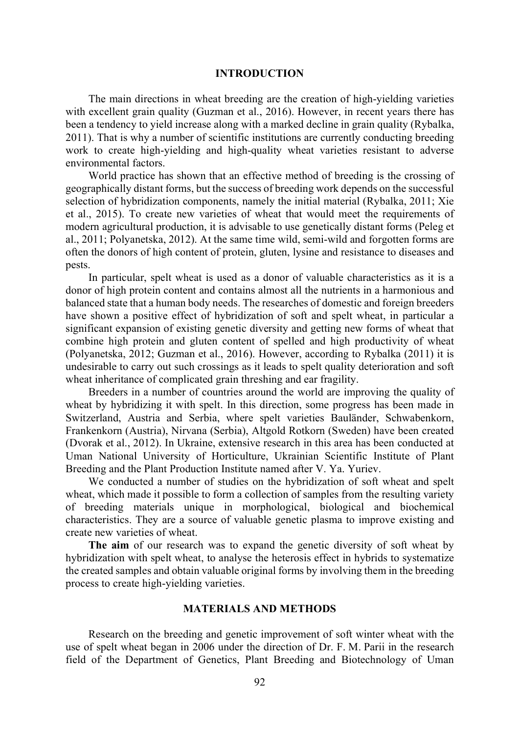## INTRODUCTION

The main directions in wheat breeding are the creation of high-yielding varieties with excellent grain quality (Guzman et al., 2016). However, in recent years there has been a tendency to yield increase along with a marked decline in grain quality (Rybalka, 2011). That is why a number of scientific institutions are currently conducting breeding work to create high-yielding and high-quality wheat varieties resistant to adverse environmental factors.

World practice has shown that an effective method of breeding is the crossing of geographically distant forms, but the success of breeding work depends on the successful selection of hybridization components, namely the initial material (Rybalka, 2011; Xie et al., 2015). To create new varieties of wheat that would meet the requirements of modern agricultural production, it is advisable to use genetically distant forms (Peleg et al., 2011; Polyanetska, 2012). At the same time wild, semi-wild and forgotten forms are often the donors of high content of protein, gluten, lysine and resistance to diseases and pests.

In particular, spelt wheat is used as a donor of valuable characteristics as it is a donor of high protein content and contains almost all the nutrients in a harmonious and balanced state that a human body needs. The researches of domestic and foreign breeders have shown a positive effect of hybridization of soft and spelt wheat, in particular a significant expansion of existing genetic diversity and getting new forms of wheat that combine high protein and gluten content of spelled and high productivity of wheat (Polyanetska, 2012; Guzman et al., 2016). However, according to Rybalka (2011) it is undesirable to carry out such crossings as it leads to spelt quality deterioration and soft wheat inheritance of complicated grain threshing and ear fragility.

Breeders in a number of countries around the world are improving the quality of wheat by hybridizing it with spelt. In this direction, some progress has been made in Switzerland, Austria and Serbia, where spelt varieties Bauländer, Schwabenkorn, Frankenkorn (Austria), Nirvana (Serbia), Altgold Rotkorn (Sweden) have been created (Dvorak et al., 2012). In Ukraine, extensive research in this area has been conducted at Uman National University of Horticulture, Ukrainian Scientific Institute of Plant Breeding and the Plant Production Institute named after V. Ya. Yuriev.

We conducted a number of studies on the hybridization of soft wheat and spelt wheat, which made it possible to form a collection of samples from the resulting variety of breeding materials unique in morphological, biological and biochemical characteristics. They are a source of valuable genetic plasma to improve existing and create new varieties of wheat.

**The aim** of our research was to expand the genetic diversity of soft wheat by hybridization with spelt wheat, to analyse the heterosis effect in hybrids to systematize the created samples and obtain valuable original forms by involving them in the breeding process to create high-yielding varieties.

## MATERIALS AND METHODS

Research on the breeding and genetic improvement of soft winter wheat with the use of spelt wheat began in 2006 under the direction of Dr. F. M. Parii in the research field of the Department of Genetics, Plant Breeding and Biotechnology of Uman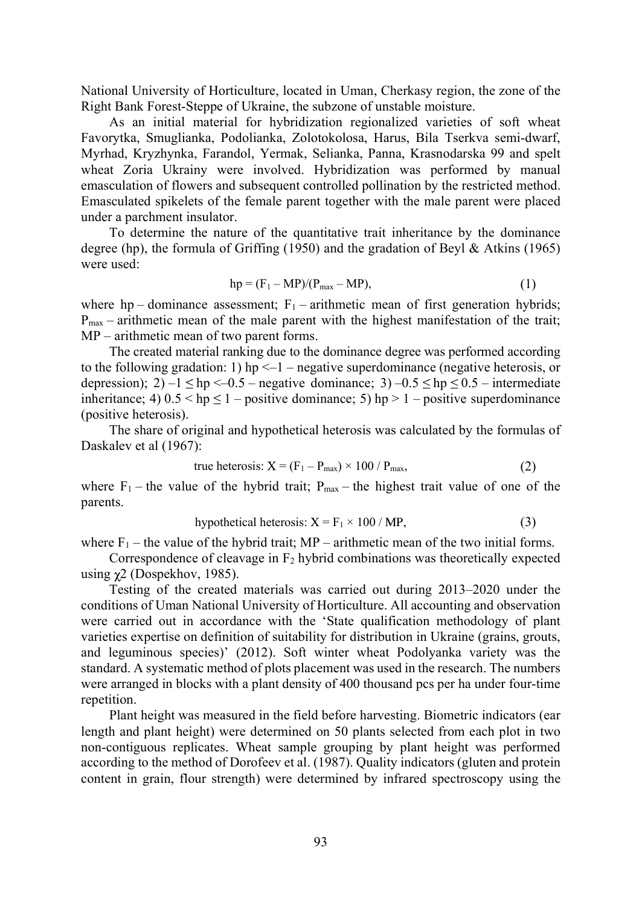National University of Horticulture, located in Uman, Cherkasy region, the zone of the Right Bank Forest-Steppe of Ukraine, the subzone of unstable moisture.

As an initial material for hybridization regionalized varieties of soft wheat Favorytka, Smuglianka, Podolianka, Zolotokolosa, Harus, Bila Tserkva semi-dwarf, Myrhad, Kryzhynka, Farandol, Yermak, Selianka, Panna, Krasnodarska 99 and spelt wheat Zoria Ukrainy were involved. Hybridization was performed by manual emasculation of flowers and subsequent controlled pollination by the restricted method. Emasculated spikelets of the female parent together with the male parent were placed under a parchment insulator.

To determine the nature of the quantitative trait inheritance by the dominance degree (hp), the formula of Griffing (1950) and the gradation of Beyl & Atkins (1965) were used:

$$hp = (F_1 - MP)/(P_{max} - MP), \quad (1)$$

where hp – dominance assessment; $F_1$ – arithmetic mean of first generation hybrids; $P_{max}$ – arithmetic mean of the male parent with the highest manifestation of the trait; MP – arithmetic mean of two parent forms.

The created material ranking due to the dominance degree was performed according to the following gradation: 1) $hp < -1$ – negative superdominance (negative heterosis, or depression); 2) $-1 \leq hp < -0.5$ – negative dominance; 3) $-0.5 \leq hp \leq 0.5$ – intermediate inheritance; 4) $0.5 < hp \leq 1$ – positive dominance; 5) $hp > 1$ – positive superdominance (positive heterosis).

The share of original and hypothetical heterosis was calculated by the formulas of Daskalev et al (1967):

$$\text{true heterosis: } X = (F_1 - P_{max}) \times 100 / P_{max}, \quad (2)$$

where $F_1$ – the value of the hybrid trait; $P_{max}$ – the highest trait value of one of the parents.

$$\text{hypothetical heterosis: } X = F_1 \times 100 / MP, \quad (3)$$

where $F_1$ – the value of the hybrid trait; MP – arithmetic mean of the two initial forms.

Correspondence of cleavage in $F_2$ hybrid combinations was theoretically expected using $\chi 2$ (Dospekhov, 1985).

Testing of the created materials was carried out during 2013–2020 under the conditions of Uman National University of Horticulture. All accounting and observation were carried out in accordance with the 'State qualification methodology of plant varieties expertise on definition of suitability for distribution in Ukraine (grains, grouts, and leguminous species)' (2012). Soft winter wheat Podolyanka variety was the standard. A systematic method of plots placement was used in the research. The numbers were arranged in blocks with a plant density of 400 thousand pcs per ha under four-time repetition.

Plant height was measured in the field before harvesting. Biometric indicators (ear length and plant height) were determined on 50 plants selected from each plot in two non-contiguous replicates. Wheat sample grouping by plant height was performed according to the method of Dorofeev et al. (1987). Quality indicators (gluten and protein content in grain, flour strength) were determined by infrared spectroscopy using the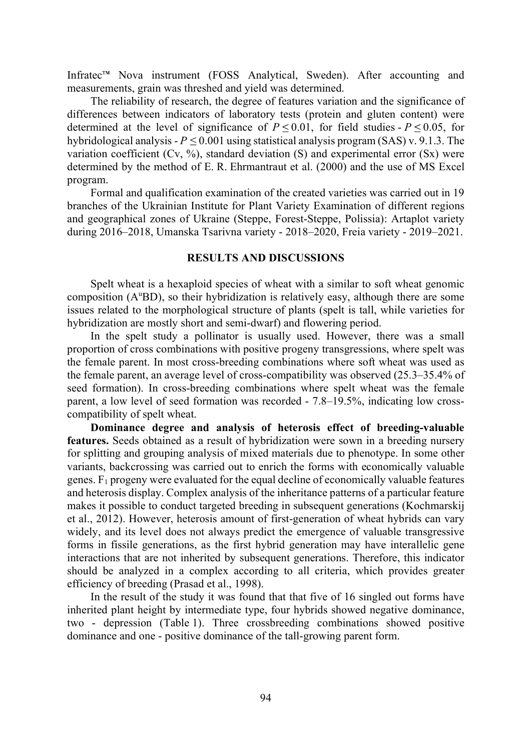Infratec™ Nova instrument (FOSS Analytical, Sweden). After accounting and measurements, grain was threshed and yield was determined.

The reliability of research, the degree of features variation and the significance of differences between indicators of laboratory tests (protein and gluten content) were determined at the level of significance of $P \leq 0.01$, for field studies - $P \leq 0.05$, for hybridological analysis - $P \leq 0.001$ using statistical analysis program (SAS) v. 9.1.3. The variation coefficient (Cv, %), standard deviation (S) and experimental error (Sx) were determined by the method of E. R. Ehrmantraut et al. (2000) and the use of MS Excel program.

Formal and qualification examination of the created varieties was carried out in 19 branches of the Ukrainian Institute for Plant Variety Examination of different regions and geographical zones of Ukraine (Steppe, Forest-Steppe, Polissia): Artaplot variety during 2016–2018, Umanska Tsarivna variety - 2018–2020, Freia variety - 2019–2021.

## RESULTS AND DISCUSSIONS

Spelt wheat is a hexaploid species of wheat with a similar to soft wheat genomic composition ($A^uBD$), so their hybridization is relatively easy, although there are some issues related to the morphological structure of plants (spelt is tall, while varieties for hybridization are mostly short and semi-dwarf) and flowering period.

In the spelt study a pollinator is usually used. However, there was a small proportion of cross combinations with positive progeny transgressions, where spelt was the female parent. In most cross-breeding combinations where soft wheat was used as the female parent, an average level of cross-compatibility was observed (25.3–35.4% of seed formation). In cross-breeding combinations where spelt wheat was the female parent, a low level of seed formation was recorded - 7.8–19.5%, indicating low cross-compatibility of spelt wheat.

**Dominance degree and analysis of heterosis effect of breeding-valuable features.** Seeds obtained as a result of hybridization were sown in a breeding nursery for splitting and grouping analysis of mixed materials due to phenotype. In some other variants, backcrossing was carried out to enrich the forms with economically valuable genes. $F_1$ progeny were evaluated for the equal decline of economically valuable features and heterosis display. Complex analysis of the inheritance patterns of a particular feature makes it possible to conduct targeted breeding in subsequent generations (Kochmarskij et al., 2012). However, heterosis amount of first-generation of wheat hybrids can vary widely, and its level does not always predict the emergence of valuable transgressive forms in fissile generations, as the first hybrid generation may have interallelic gene interactions that are not inherited by subsequent generations. Therefore, this indicator should be analyzed in a complex according to all criteria, which provides greater efficiency of breeding (Prasad et al., 1998).

In the result of the study it was found that that five of 16 singled out forms have inherited plant height by intermediate type, four hybrids showed negative dominance, two - depression (Table 1). Three crossbreeding combinations showed positive dominance and one - positive dominance of the tall-growing parent form.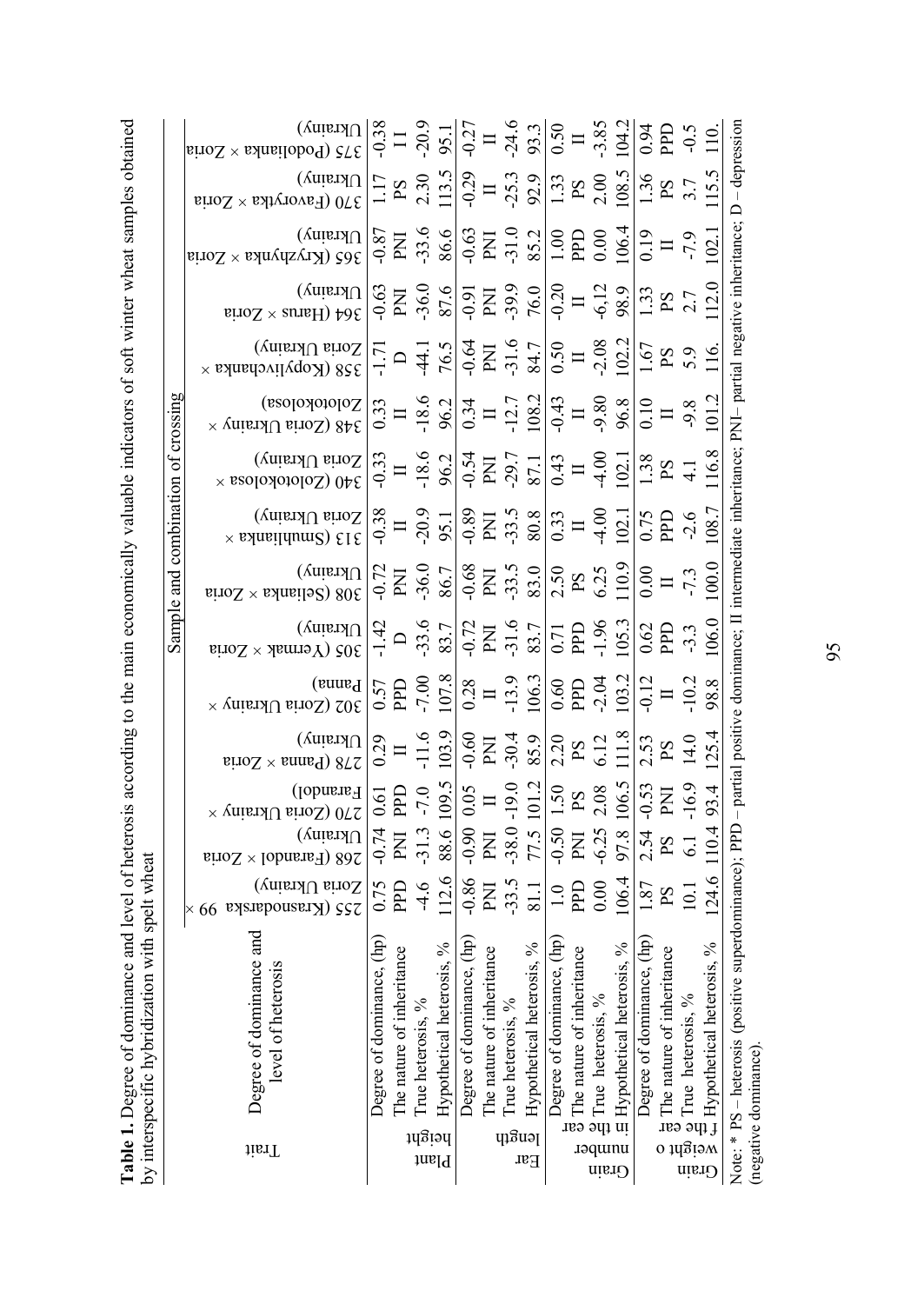**Table 1.** Degree of dominance and level of heterosis according to the main economically valuable indicators of soft winter wheat samples obtained by interspecific hybridization with spelt wheat

| Trait | Degree of dominance and level of heterosis | Sample and combination of crossing | | | | | | | | | | | | | | |
|---|---|---|---|---|---|---|---|---|---|---|---|---|---|---|---|---|
| | | 255 (Krasnodarska 99 × Zoria Ukrainy) | 268 (Farandol × Zoria Ukrainy) | 270 (Zoria Ukrainy × Farandol) | 278 (Panna × Zoria Ukrainy) | 302 (Zoria Ukrainy × Panna) | 305 (Yermak × Zoria Ukrainy) | 308 (Selianka × Zoria Ukrainy) | 313 (Smuhlianka × Zoria Ukrainy) | 340 (Zolotokolosa × Zoria Ukrainy) | 348 (Zoria Ukrainy × Zolotokolosa) | 358 (Kopylivchanka × Zoria Ukrainy) | 364 (Harus × Zoria Ukrainy) | 365 (Kryzhynka × Zoria Ukrainy) | 370 (Favorytka × Zoria Ukrainy) | 375 (Podolianka × Zoria Ukrainy) |
| Plant height | Degree of dominance, (hp) | 0.75 | -0.74 | 0.61 | 0.29 | 0.57 | -1.42 | -0.72 | -0.38 | -0.33 | 0.33 | -1.71 | -0.63 | -0.87 | 1.17 | -0.38 |
| | The nature of inheritance | PPD | PNI | PPD | II | PPD | D | PNI | II | II | II | D | PNI | PNI | PS | II |
| | True heterosis, % | -4.6 | -31.3 | -7.0 | -11.6 | -7.00 | -33.6 | -36.0 | -20.9 | -18.6 | -18.6 | -44.1 | -36.0 | -33.6 | 2.30 | -20.9 |
| | Hypothetical heterosis, % | 112.6 | 88.6 | 109.5 | 103.9 | 107.8 | 83.7 | 86.7 | 95.1 | 96.2 | 96.2 | 76.5 | 87.6 | 86.6 | 113.5 | 95.1 |
| Ear length | Degree of dominance, (hp) | -0.86 | -0.90 | 0.05 | -0.60 | 0.28 | -0.72 | -0.68 | -0.89 | -0.54 | 0.34 | -0.64 | -0.91 | -0.63 | -0.29 | -0.27 |
| | The nature of inheritance | PNI | PNI | II | PNI | II | PNI | PNI | PNI | PNI | II | PNI | PNI | PNI | II | II |
| | True heterosis, % | -33.5 | -38.0 | -19.0 | -30.4 | -13.9 | -31.6 | -33.5 | -33.5 | -29.7 | -12.7 | -31.6 | -39.9 | -31.0 | -25.3 | -24.6 |
| | Hypothetical heterosis, % | 81.1 | 77.5 | 101.2 | 85.9 | 106.3 | 83.7 | 83.0 | 80.8 | 87.1 | 108.2 | 84.7 | 76.0 | 85.2 | 92.9 | 93.3 |
| Grain number in the ear | Degree of dominance, (hp) | 1.0 | -0.50 | 1.50 | 2.20 | 0.60 | 0.71 | 2.50 | 0.33 | 0.43 | -0.43 | 0.50 | -0.20 | 1.00 | 1.33 | 0.50 |
| | The nature of inheritance | PPD | PNI | PS | PS | PPD | PPD | PS | II | II | II | II | II | PPD | PS | II |
| | True heterosis, % | 0.00 | -6.25 | 2.08 | 6.12 | -2.04 | -1.96 | 6.25 | -4.00 | -4.00 | -9.80 | -2.08 | -6,12 | 0.00 | 2.00 | -3.85 |
| | Hypothetical heterosis, % | 106.4 | 97.8 | 106.5 | 111.8 | 103.2 | 105.3 | 110.9 | 102.1 | 102.1 | 96.8 | 102.2 | 98.9 | 106.4 | 108.5 | 104.2 |
| Grain weight of the ear | Degree of dominance, (hp) | 1.87 | 2.54 | -0.53 | 2.53 | -0.12 | 0.62 | 0.00 | 0.75 | 1.38 | 0.10 | 1.67 | 1.33 | 0.19 | 1.36 | 0.94 |
| | The nature of inheritance | PS | PS | PNI | PS | II | PPD | II | PPD | PS | II | PS | PS | II | PS | PPD |
| | True heterosis, % | 10.1 | 6.1 | -16.9 | 14.0 | -10.2 | -3.3 | -7.3 | -2.6 | 4.1 | -9.8 | 5.9 | 2.7 | -7.9 | 3.7 | -0.5 |
| | Hypothetical heterosis, % | 124.6 | 110.4 | 93.4 | 125.4 | 98.8 | 106.0 | 100.0 | 108.7 | 116.8 | 101.2 | 116. | 112.0 | 102.1 | 115.5 | 110. |

Note: * PS – heterosis (positive superdominance); PPD – partial positive dominance; II intermediate inheritance; PNI– partial negative inheritance; D – depression (negative dominance).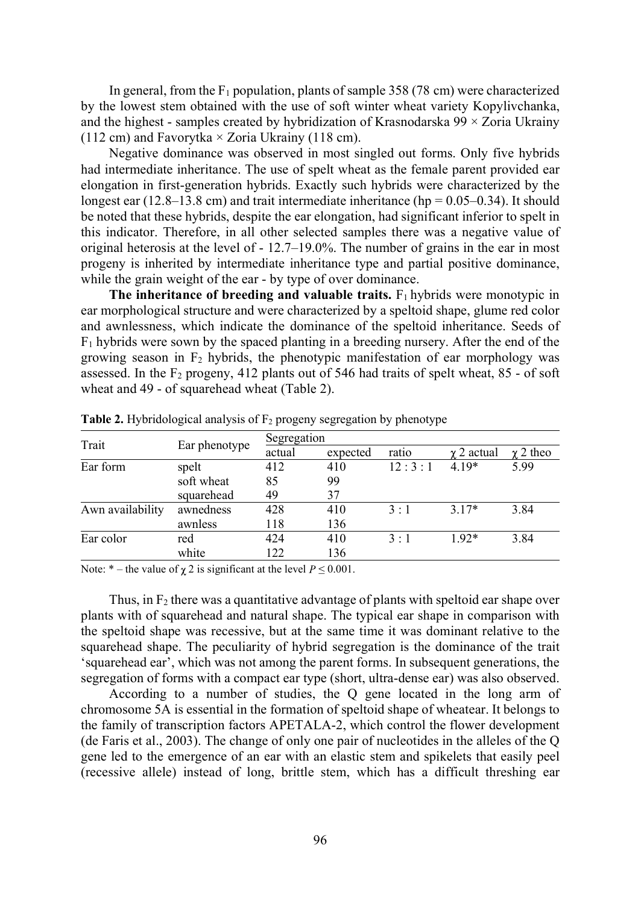In general, from the $F_1$ population, plants of sample 358 (78 cm) were characterized by the lowest stem obtained with the use of soft winter wheat variety Kopylivchanka, and the highest - samples created by hybridization of Krasnodarska 99 × Zoria Ukrainy (112 cm) and Favorytka × Zoria Ukrainy (118 cm).

Negative dominance was observed in most singled out forms. Only five hybrids had intermediate inheritance. The use of spelt wheat as the female parent provided ear elongation in first-generation hybrids. Exactly such hybrids were characterized by the longest ear (12.8–13.8 cm) and trait intermediate inheritance (hp = 0.05–0.34). It should be noted that these hybrids, despite the ear elongation, had significant inferior to spelt in this indicator. Therefore, in all other selected samples there was a negative value of original heterosis at the level of - 12.7–19.0%. The number of grains in the ear in most progeny is inherited by intermediate inheritance type and partial positive dominance, while the grain weight of the ear - by type of over dominance.

**The inheritance of breeding and valuable traits.** $F_1$ hybrids were monotypic in ear morphological structure and were characterized by a speltoid shape, glume red color and awnlessness, which indicate the dominance of the speltoid inheritance. Seeds of $F_1$ hybrids were sown by the spaced planting in a breeding nursery. After the end of the growing season in $F_2$ hybrids, the phenotypic manifestation of ear morphology was assessed. In the $F_2$ progeny, 412 plants out of 546 had traits of spelt wheat, 85 - of soft wheat and 49 - of squarehead wheat (Table 2).

**Table 2.** Hybridological analysis of $F_2$ progeny segregation by phenotype

| Trait | Ear phenotype | Segregation | | | | |
|---|---|---|---|---|---|---|
| | | actual | expected | ratio | $\chi$ 2 actual | $\chi$ 2 theo |
| Ear form | spelt | 412 | 410 | 12 : 3 : 1 | 4.19* | 5.99 |
| | soft wheat | 85 | 99 | | | |
| | squarehead | 49 | 37 | | | |
| Awn availability | awnedness | 428 | 410 | 3 : 1 | 3.17* | 3.84 |
| | awnless | 118 | 136 | | | |
| Ear color | red | 424 | 410 | 3 : 1 | 1.92* | 3.84 |
| | white | 122 | 136 | | | |

Note: * – the value of $\chi$ 2 is significant at the level $P \leq 0.001$.

Thus, in $F_2$ there was a quantitative advantage of plants with speltoid ear shape over plants with of squarehead and natural shape. The typical ear shape in comparison with the speltoid shape was recessive, but at the same time it was dominant relative to the squarehead shape. The peculiarity of hybrid segregation is the dominance of the trait 'squarehead ear', which was not among the parent forms. In subsequent generations, the segregation of forms with a compact ear type (short, ultra-dense ear) was also observed.

According to a number of studies, the Q gene located in the long arm of chromosome 5A is essential in the formation of speltoid shape of wheatear. It belongs to the family of transcription factors APETALA-2, which control the flower development (de Faris et al., 2003). The change of only one pair of nucleotides in the alleles of the Q gene led to the emergence of an ear with an elastic stem and spikelets that easily peel (recessive allele) instead of long, brittle stem, which has a difficult threshing ear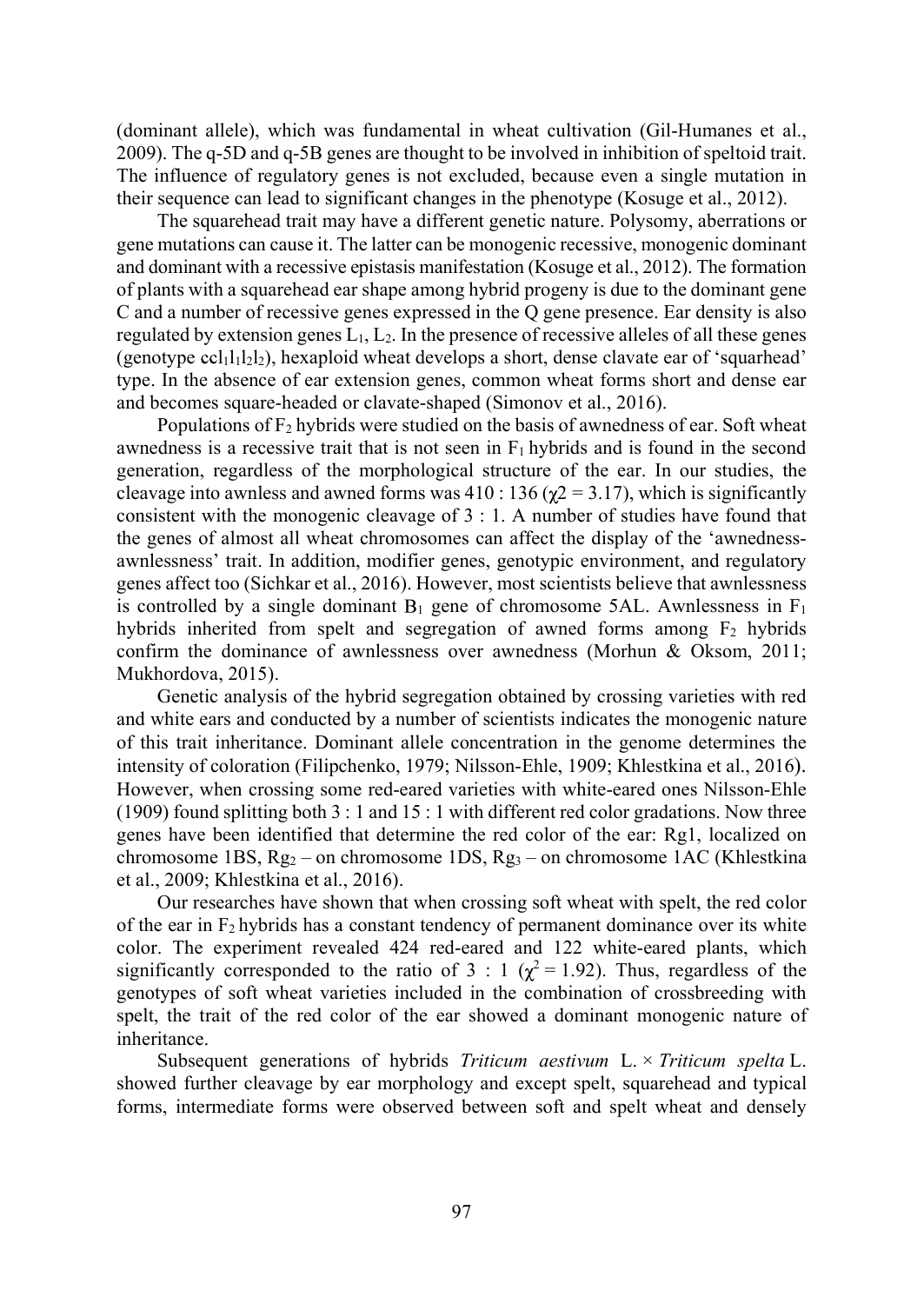(dominant allele), which was fundamental in wheat cultivation (Gil-Humanes et al., 2009). The q-5D and q-5B genes are thought to be involved in inhibition of speltoid trait. The influence of regulatory genes is not excluded, because even a single mutation in their sequence can lead to significant changes in the phenotype (Kosuge et al., 2012).

The squarehead trait may have a different genetic nature. Polysomy, aberrations or gene mutations can cause it. The latter can be monogenic recessive, monogenic dominant and dominant with a recessive epistasis manifestation (Kosuge et al., 2012). The formation of plants with a squarehead ear shape among hybrid progeny is due to the dominant gene C and a number of recessive genes expressed in the Q gene presence. Ear density is also regulated by extension genes $L_1$, $L_2$. In the presence of recessive alleles of all these genes (genotype $ccl_1l_1l_2l_2$), hexaploid wheat develops a short, dense clavate ear of 'squarhead' type. In the absence of ear extension genes, common wheat forms short and dense ear and becomes square-headed or clavate-shaped (Simonov et al., 2016).

Populations of $F_2$ hybrids were studied on the basis of awnedness of ear. Soft wheat awnedness is a recessive trait that is not seen in $F_1$ hybrids and is found in the second generation, regardless of the morphological structure of the ear. In our studies, the cleavage into awnless and awned forms was 410 : 136 ($\chi2 = 3.17$), which is significantly consistent with the monogenic cleavage of 3 : 1. A number of studies have found that the genes of almost all wheat chromosomes can affect the display of the 'awnedness-awnlessness' trait. In addition, modifier genes, genotypic environment, and regulatory genes affect too (Sichkar et al., 2016). However, most scientists believe that awnlessness is controlled by a single dominant $B_1$ gene of chromosome 5AL. Awnlessness in $F_1$ hybrids inherited from spelt and segregation of awned forms among $F_2$ hybrids confirm the dominance of awnlessness over awnedness (Morhun & Oksom, 2011; Mukhordova, 2015).

Genetic analysis of the hybrid segregation obtained by crossing varieties with red and white ears and conducted by a number of scientists indicates the monogenic nature of this trait inheritance. Dominant allele concentration in the genome determines the intensity of coloration (Filipchenko, 1979; Nilsson-Ehle, 1909; Khlestkina et al., 2016). However, when crossing some red-eared varieties with white-eared ones Nilsson-Ehle (1909) found splitting both 3 : 1 and 15 : 1 with different red color gradations. Now three genes have been identified that determine the red color of the ear: Rg1, localized on chromosome 1BS, $Rg_2$ – on chromosome 1DS, $Rg_3$ – on chromosome 1AC (Khlestkina et al., 2009; Khlestkina et al., 2016).

Our researches have shown that when crossing soft wheat with spelt, the red color of the ear in $F_2$ hybrids has a constant tendency of permanent dominance over its white color. The experiment revealed 424 red-eared and 122 white-eared plants, which significantly corresponded to the ratio of 3 : 1 ($\chi^2 = 1.92$). Thus, regardless of the genotypes of soft wheat varieties included in the combination of crossbreeding with spelt, the trait of the red color of the ear showed a dominant monogenic nature of inheritance.

Subsequent generations of hybrids *Triticum aestivum* L. × *Triticum spelta* L. showed further cleavage by ear morphology and except spelt, squarehead and typical forms, intermediate forms were observed between soft and spelt wheat and densely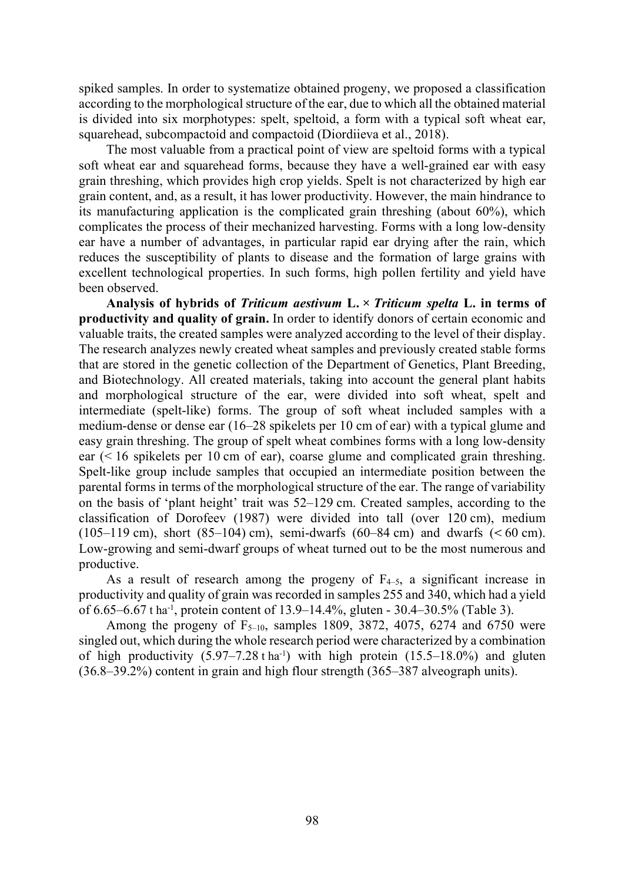spiked samples. In order to systematize obtained progeny, we proposed a classification according to the morphological structure of the ear, due to which all the obtained material is divided into six morphotypes: spelt, speltoid, a form with a typical soft wheat ear, squarehead, subcompactoid and compactoid (Diordiieva et al., 2018).

The most valuable from a practical point of view are speltoid forms with a typical soft wheat ear and squarehead forms, because they have a well-grained ear with easy grain threshing, which provides high crop yields. Spelt is not characterized by high ear grain content, and, as a result, it has lower productivity. However, the main hindrance to its manufacturing application is the complicated grain threshing (about 60%), which complicates the process of their mechanized harvesting. Forms with a long low-density ear have a number of advantages, in particular rapid ear drying after the rain, which reduces the susceptibility of plants to disease and the formation of large grains with excellent technological properties. In such forms, high pollen fertility and yield have been observed.

**Analysis of hybrids of *Triticum aestivum* L. × *Triticum spelta* L. in terms of productivity and quality of grain.** In order to identify donors of certain economic and valuable traits, the created samples were analyzed according to the level of their display. The research analyzes newly created wheat samples and previously created stable forms that are stored in the genetic collection of the Department of Genetics, Plant Breeding, and Biotechnology. All created materials, taking into account the general plant habits and morphological structure of the ear, were divided into soft wheat, spelt and intermediate (spelt-like) forms. The group of soft wheat included samples with a medium-dense or dense ear (16–28 spikelets per 10 cm of ear) with a typical glume and easy grain threshing. The group of spelt wheat combines forms with a long low-density ear (< 16 spikelets per 10 cm of ear), coarse glume and complicated grain threshing. Spelt-like group include samples that occupied an intermediate position between the parental forms in terms of the morphological structure of the ear. The range of variability on the basis of 'plant height' trait was 52–129 cm. Created samples, according to the classification of Dorofeev (1987) were divided into tall (over 120 cm), medium (105–119 cm), short (85–104) cm), semi-dwarfs (60–84 cm) and dwarfs (< 60 cm). Low-growing and semi-dwarf groups of wheat turned out to be the most numerous and productive.

As a result of research among the progeny of $F_{4–5}$, a significant increase in productivity and quality of grain was recorded in samples 255 and 340, which had a yield of 6.65–6.67 t $ha^{-1}$, protein content of 13.9–14.4%, gluten - 30.4–30.5% (Table 3).

Among the progeny of $F_{5–10}$, samples 1809, 3872, 4075, 6274 and 6750 were singled out, which during the whole research period were characterized by a combination of high productivity (5.97–7.28 t $ha^{-1}$) with high protein (15.5–18.0%) and gluten (36.8–39.2%) content in grain and high flour strength (365–387 alveograph units).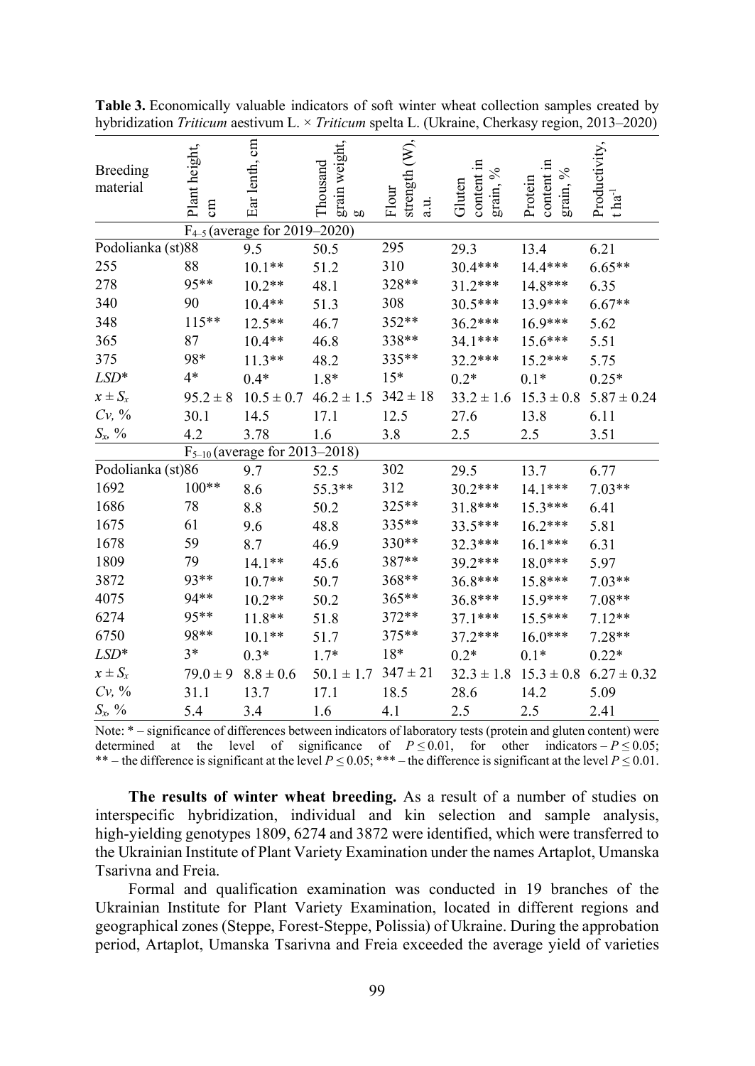**Table 3.** Economically valuable indicators of soft winter wheat collection samples created by hybridization *Triticum* aestivum L. × *Triticum* spelta L. (Ukraine, Cherkasy region, 2013–2020)

| Breeding material | Plant height, cm | Ear lenth, cm | Thousand grain weight, g | Flour strength (W), a.u. | Gluten content in grain, % | Protein content in grain, % | Productivity, t ha$^{-1}$ |
|---|---|---|---|---|---|---|---|
| | $F_{4-5}$ (average for 2019–2020) | | | | | | |
| Podolianka (st) | 88 | 9.5 | 50.5 | 295 | 29.3 | 13.4 | 6.21 |
| 255 | 88 | 10.1** | 51.2 | 310 | 30.4*** | 14.4*** | 6.65** |
| 278 | 95** | 10.2** | 48.1 | 328** | 31.2*** | 14.8*** | 6.35 |
| 340 | 90 | 10.4** | 51.3 | 308 | 30.5*** | 13.9*** | 6.67** |
| 348 | 115** | 12.5** | 46.7 | 352** | 36.2*** | 16.9*** | 5.62 |
| 365 | 87 | 10.4** | 46.8 | 338** | 34.1*** | 15.6*** | 5.51 |
| 375 | 98* | 11.3** | 48.2 | 335** | 32.2*** | 15.2*** | 5.75 |
| *LSD** | 4* | 0.4* | 1.8* | 15* | 0.2* | 0.1* | 0.25* |
| $x \pm S_x$ | $95.2 \pm 8$ | $10.5 \pm 0.7$ | $46.2 \pm 1.5$ | $342 \pm 18$ | $33.2 \pm 1.6$ | $15.3 \pm 0.8$ | $5.87 \pm 0.24$ |
| *Cv*, % | 30.1 | 14.5 | 17.1 | 12.5 | 27.6 | 13.8 | 6.11 |
| $S_x$, % | 4.2 | 3.78 | 1.6 | 3.8 | 2.5 | 2.5 | 3.51 |
| | $F_{5-10}$ (average for 2013–2018) | | | | | | |
| Podolianka (st) | 86 | 9.7 | 52.5 | 302 | 29.5 | 13.7 | 6.77 |
| 1692 | 100** | 8.6 | 55.3** | 312 | 30.2*** | 14.1*** | 7.03** |
| 1686 | 78 | 8.8 | 50.2 | 325** | 31.8*** | 15.3*** | 6.41 |
| 1675 | 61 | 9.6 | 48.8 | 335** | 33.5*** | 16.2*** | 5.81 |
| 1678 | 59 | 8.7 | 46.9 | 330** | 32.3*** | 16.1*** | 6.31 |
| 1809 | 79 | 14.1** | 45.6 | 387** | 39.2*** | 18.0*** | 5.97 |
| 3872 | 93** | 10.7** | 50.7 | 368** | 36.8*** | 15.8*** | 7.03** |
| 4075 | 94** | 10.2** | 50.2 | 365** | 36.8*** | 15.9*** | 7.08** |
| 6274 | 95** | 11.8** | 51.8 | 372** | 37.1*** | 15.5*** | 7.12** |
| 6750 | 98** | 10.1** | 51.7 | 375** | 37.2*** | 16.0*** | 7.28** |
| *LSD** | 3* | 0.3* | 1.7* | 18* | 0.2* | 0.1* | 0.22* |
| $x \pm S_x$ | $79.0 \pm 9$ | $8.8 \pm 0.6$ | $50.1 \pm 1.7$ | $347 \pm 21$ | $32.3 \pm 1.8$ | $15.3 \pm 0.8$ | $6.27 \pm 0.32$ |
| *Cv*, % | 31.1 | 13.7 | 17.1 | 18.5 | 28.6 | 14.2 | 5.09 |
| $S_x$, % | 5.4 | 3.4 | 1.6 | 4.1 | 2.5 | 2.5 | 2.41 |

Note: * – significance of differences between indicators of laboratory tests (protein and gluten content) were determined at the level of significance of $P \leq 0.01$, for other indicators – $P \leq 0.05$; ** – the difference is significant at the level $P \leq 0.05$; *** – the difference is significant at the level $P \leq 0.01$.

**The results of winter wheat breeding.** As a result of a number of studies on interspecific hybridization, individual and kin selection and sample analysis, high-yielding genotypes 1809, 6274 and 3872 were identified, which were transferred to the Ukrainian Institute of Plant Variety Examination under the names Artaplot, Umanska Tsarivna and Freia.

Formal and qualification examination was conducted in 19 branches of the Ukrainian Institute for Plant Variety Examination, located in different regions and geographical zones (Steppe, Forest-Steppe, Polissia) of Ukraine. During the approbation period, Artaplot, Umanska Tsarivna and Freia exceeded the average yield of varieties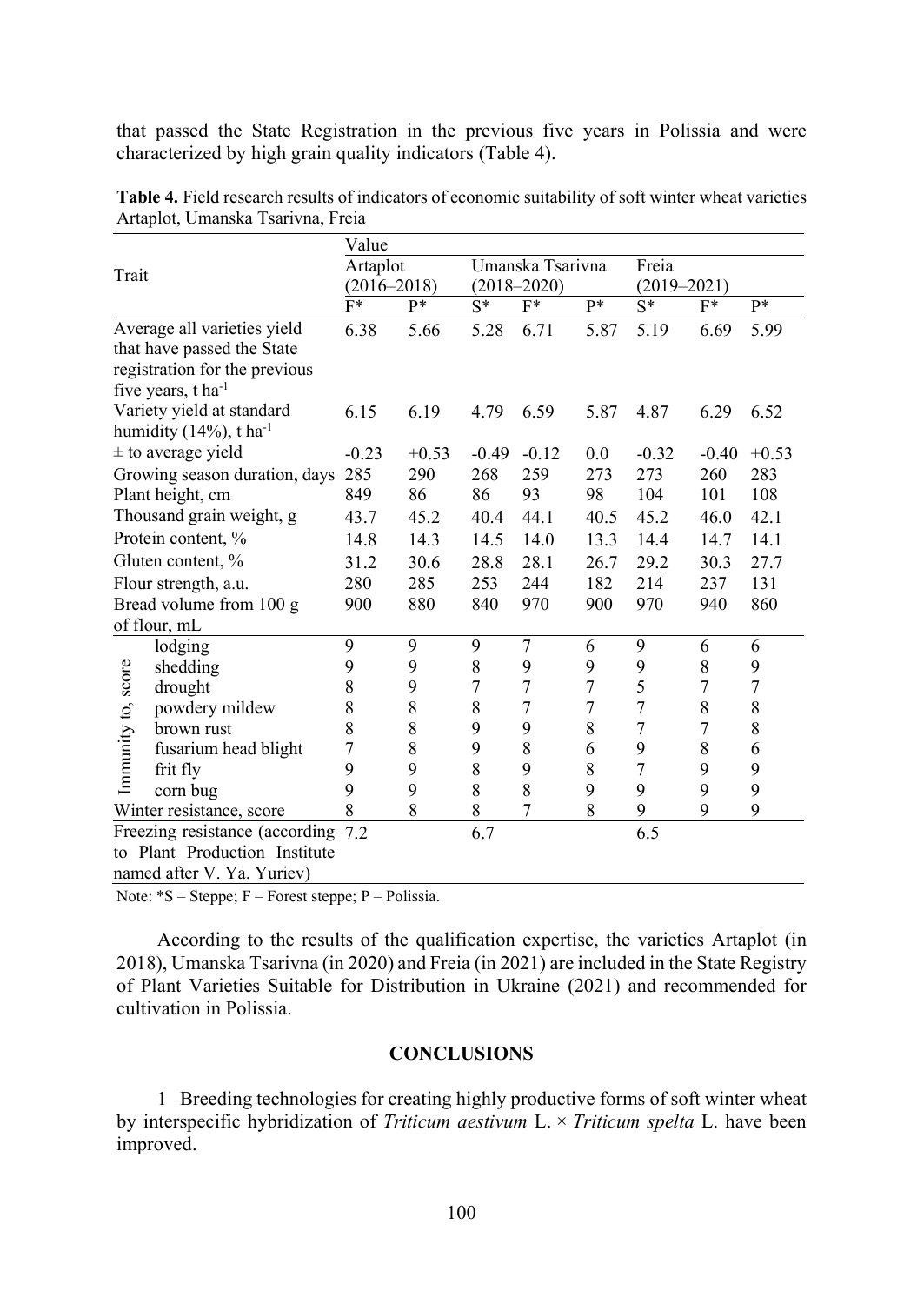that passed the State Registration in the previous five years in Polissia and were characterized by high grain quality indicators (Table 4).

**Table 4.** Field research results of indicators of economic suitability of soft winter wheat varieties Artaplot, Umanska Tsarivna, Freia

| Trait | | Value | | | | | | | |
|---|---|---|---|---|---|---|---|---|---|
| | | Artaplot (2016–2018) | | Umanska Tsarivna (2018–2020) | | | Freia (2019–2021) | | |
| | | F* | P* | S* | F* | P* | S* | F* | P* |
| Average all varieties yield that have passed the State registration for the previous five years, t ha$^{-1}$ | | 6.38 | 5.66 | 5.28 | 6.71 | 5.87 | 5.19 | 6.69 | 5.99 |
| Variety yield at standard humidity (14%), t ha$^{-1}$ | | 6.15 | 6.19 | 4.79 | 6.59 | 5.87 | 4.87 | 6.29 | 6.52 |
| ± to average yield | | -0.23 | +0.53 | -0.49 | -0.12 | 0.0 | -0.32 | -0.40 | +0.53 |
| Growing season duration, days | | 285 | 290 | 268 | 259 | 273 | 273 | 260 | 283 |
| Plant height, cm | | 849 | 86 | 86 | 93 | 98 | 104 | 101 | 108 |
| Thousand grain weight, g | | 43.7 | 45.2 | 40.4 | 44.1 | 40.5 | 45.2 | 46.0 | 42.1 |
| Protein content, % | | 14.8 | 14.3 | 14.5 | 14.0 | 13.3 | 14.4 | 14.7 | 14.1 |
| Gluten content, % | | 31.2 | 30.6 | 28.8 | 28.1 | 26.7 | 29.2 | 30.3 | 27.7 |
| Flour strength, a.u. | | 280 | 285 | 253 | 244 | 182 | 214 | 237 | 131 |
| Bread volume from 100 g of flour, mL | | 900 | 880 | 840 | 970 | 900 | 970 | 940 | 860 |
| Immunity to, score | lodging | 9 | 9 | 9 | 7 | 6 | 9 | 6 | 6 |
| | shedding | 9 | 9 | 8 | 9 | 9 | 9 | 8 | 9 |
| | drought | 8 | 9 | 7 | 7 | 7 | 5 | 7 | 7 |
| | powdery mildew | 8 | 8 | 8 | 7 | 7 | 7 | 8 | 8 |
| | brown rust | 8 | 8 | 9 | 9 | 8 | 7 | 7 | 8 |
| | fusarium head blight | 7 | 8 | 9 | 8 | 6 | 9 | 8 | 6 |
| | frit fly | 9 | 9 | 8 | 9 | 8 | 7 | 9 | 9 |
| | corn bug | 9 | 9 | 8 | 8 | 9 | 9 | 9 | 9 |
| Winter resistance, score | | 8 | 8 | 8 | 7 | 8 | 9 | 9 | 9 |
| Freezing resistance (according to Plant Production Institute named after V. Ya. Yuriev) | | 7.2 | | 6.7 | | | 6.5 | | |

Note: *S – Steppe; F – Forest steppe; P – Polissia.

According to the results of the qualification expertise, the varieties Artaplot (in 2018), Umanska Tsarivna (in 2020) and Freia (in 2021) are included in the State Registry of Plant Varieties Suitable for Distribution in Ukraine (2021) and recommended for cultivation in Polissia.

## CONCLUSIONS

1 Breeding technologies for creating highly productive forms of soft winter wheat by interspecific hybridization of *Triticum aestivum* L. × *Triticum spelta* L. have been improved.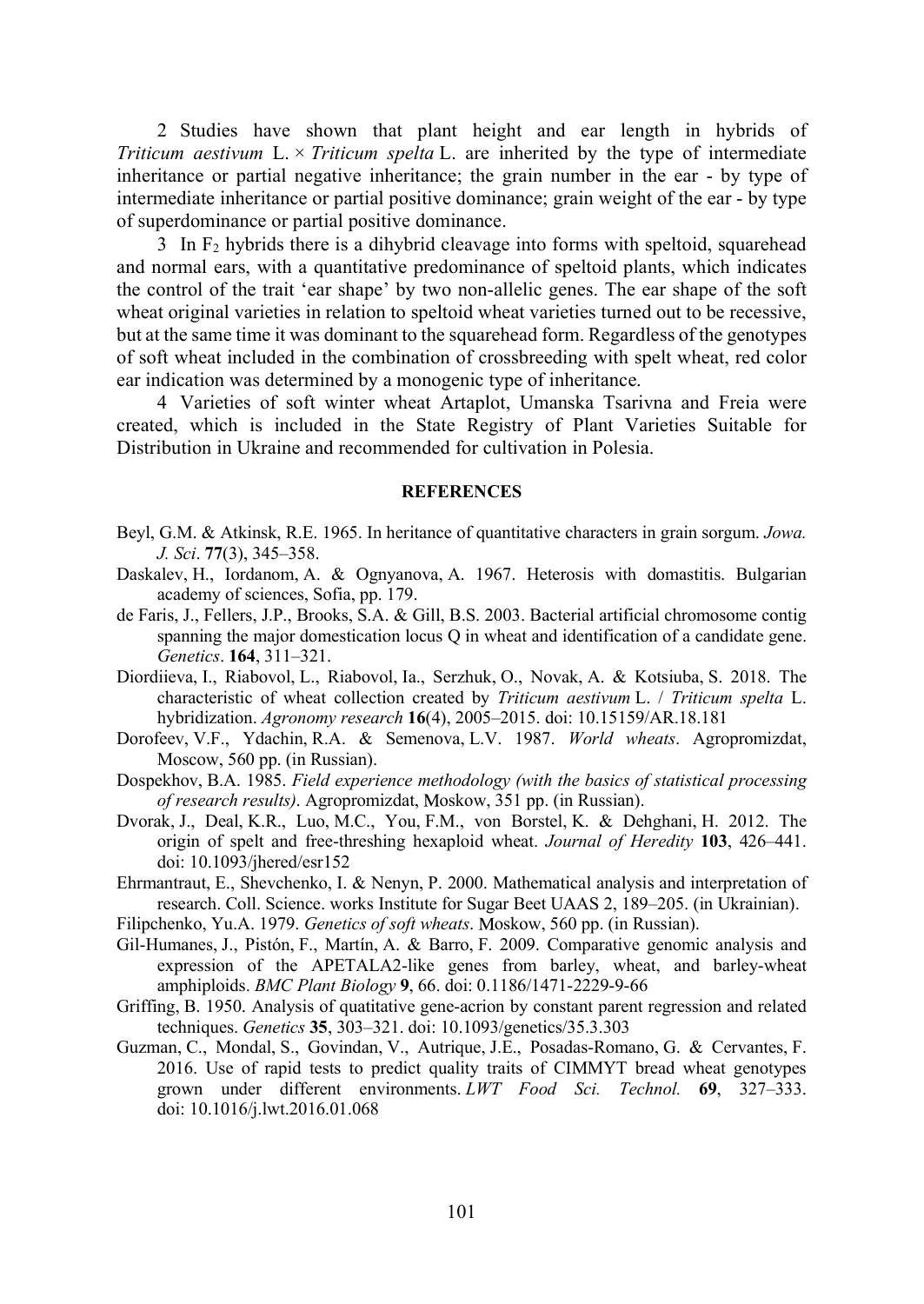2 Studies have shown that plant height and ear length in hybrids of *Triticum aestivum* L. × *Triticum spelta* L. are inherited by the type of intermediate inheritance or partial negative inheritance; the grain number in the ear - by type of intermediate inheritance or partial positive dominance; grain weight of the ear - by type of superdominance or partial positive dominance.

3 In $F_2$ hybrids there is a dihybrid cleavage into forms with speltoid, squarehead and normal ears, with a quantitative predominance of speltoid plants, which indicates the control of the trait 'ear shape' by two non-allelic genes. The ear shape of the soft wheat original varieties in relation to speltoid wheat varieties turned out to be recessive, but at the same time it was dominant to the squarehead form. Regardless of the genotypes of soft wheat included in the combination of crossbreeding with spelt wheat, red color ear indication was determined by a monogenic type of inheritance.

4 Varieties of soft winter wheat Artaplot, Umanska Tsarivna and Freia were created, which is included in the State Registry of Plant Varieties Suitable for Distribution in Ukraine and recommended for cultivation in Polesia.

## REFERENCES

Beyl, G.M. & Atkinsk, R.E. 1965. In heritance of quantitative characters in grain sorgum. *Jowa. J. Sci*. **77**(3), 345–358.

Daskalev, H., Iordanom, A. & Ognyanova, A. 1967. Heterosis with domastitis. Bulgarian academy of sciences, Sofia, pp. 179.

de Faris, J., Fellers, J.P., Brooks, S.A. & Gill, B.S. 2003. Bacterial artificial chromosome contig spanning the major domestication locus Q in wheat and identification of a candidate gene. *Genetics*. **164**, 311–321.

Diordiieva, I., Riabovol, L., Riabovol, Ia., Serzhuk, O., Novak, A. & Kotsiuba, S. 2018. The characteristic of wheat collection created by *Triticum aestivum* L. / *Triticum spelta* L. hybridization. *Agronomy research* **16**(4), 2005–2015. doi: 10.15159/AR.18.181

Dorofeev, V.F., Ydachin, R.A. & Semenova, L.V. 1987. *World wheats*. Agropromizdat, Moscow, 560 pp. (in Russian).

Dospekhov, B.A. 1985. *Field experience methodology (with the basics of statistical processing of research results)*. Agropromizdat, Moskow, 351 pp. (in Russian).

Dvorak, J., Deal, K.R., Luo, M.C., You, F.M., von Borstel, K. & Dehghani, H. 2012. The origin of spelt and free-threshing hexaploid wheat. *Journal of Heredity* **103**, 426–441. doi: 10.1093/jhered/esr152

Ehrmantraut, E., Shevchenko, I. & Nenyn, P. 2000. Mathematical analysis and interpretation of research. Coll. Science. works Institute for Sugar Beet UAAS 2, 189–205. (in Ukrainian).

Filipchenko, Yu.A. 1979. *Genetics of soft wheats*. Moskow, 560 pp. (in Russian).

Gil-Humanes, J., Pistón, F., Martín, A. & Barro, F. 2009. Comparative genomic analysis and expression of the APETALA2-like genes from barley, wheat, and barley-wheat amphiploids. *BMC Plant Biology* **9**, 66. doi: 0.1186/1471-2229-9-66

Griffing, B. 1950. Analysis of quantitative gene-acrion by constant parent regression and related techniques. *Genetics* **35**, 303–321. doi: 10.1093/genetics/35.3.303

Guzman, C., Mondal, S., Govindan, V., Autrique, J.E., Posadas-Romano, G. & Cervantes, F. 2016. Use of rapid tests to predict quality traits of CIMMYT bread wheat genotypes grown under different environments. *LWT Food Sci. Technol.* **69**, 327–333. doi: 10.1016/j.lwt.2016.01.068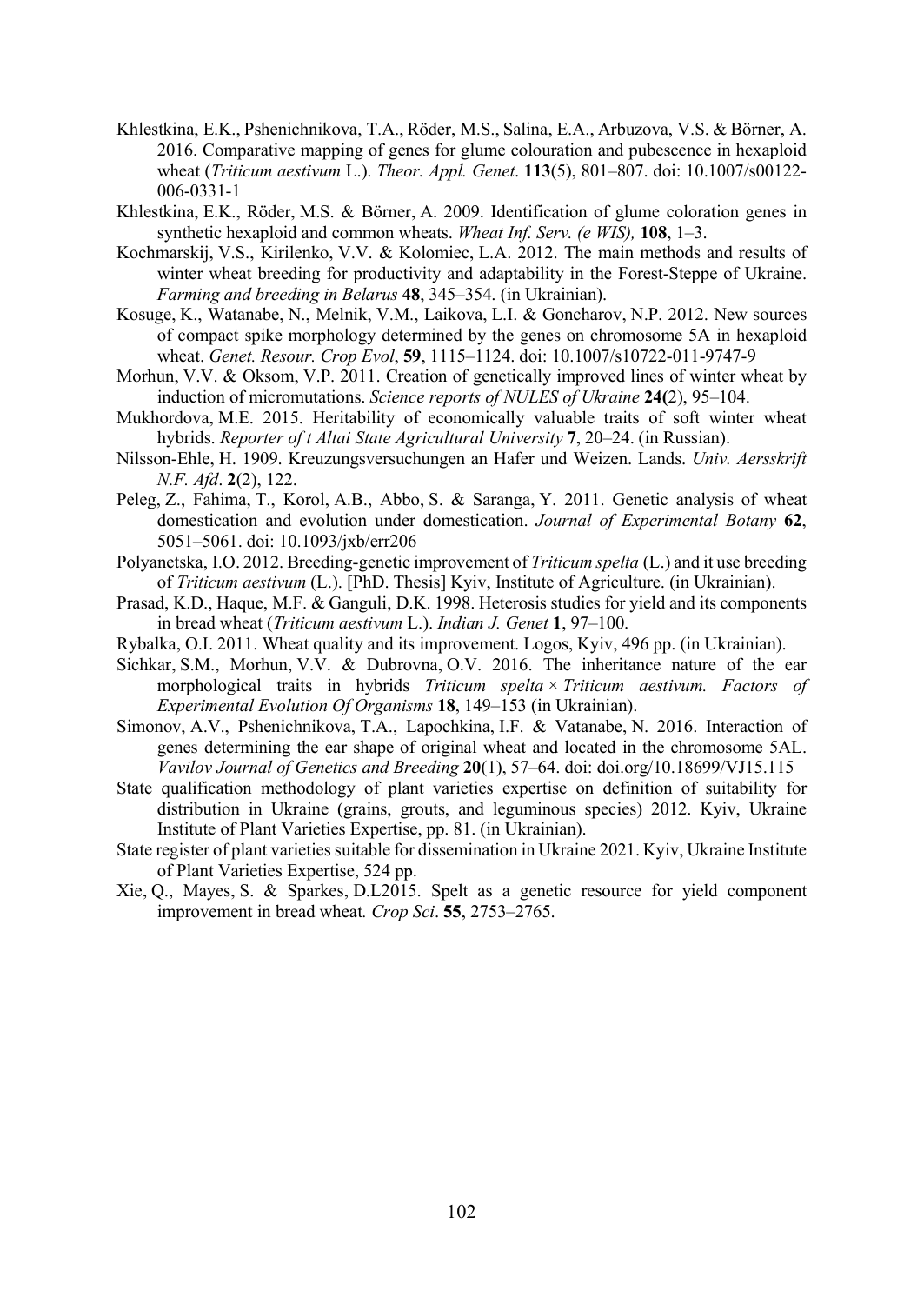Khlestkina, E.K., Pshenichnikova, T.A., Röder, M.S., Salina, E.A., Arbuzova, V.S. & Börner, A. 2016. Comparative mapping of genes for glume colouration and pubescence in hexaploid wheat (*Triticum aestivum* L.). *Theor. Appl. Genet*. **113**(5), 801–807. doi: 10.1007/s00122-006-0331-1

Khlestkina, E.K., Röder, M.S. & Börner, A. 2009. Identification of glume coloration genes in synthetic hexaploid and common wheats. *Wheat Inf. Serv. (e WIS),* **108**, 1–3.

Kochmarskij, V.S., Kirilenko, V.V. & Kolomiec, L.A. 2012. The main methods and results of winter wheat breeding for productivity and adaptability in the Forest-Steppe of Ukraine. *Farming and breeding in Belarus* **48**, 345–354. (in Ukrainian).

Kosuge, K., Watanabe, N., Melnik, V.M., Laikova, L.I. & Goncharov, N.P. 2012. New sources of compact spike morphology determined by the genes on chromosome 5A in hexaploid wheat. *Genet. Resour. Crop Evol*, **59**, 1115–1124. doi: 10.1007/s10722-011-9747-9

Morhun, V.V. & Oksom, V.P. 2011. Creation of genetically improved lines of winter wheat by induction of micromutations. *Science reports of NULES of Ukraine* **24(**2), 95–104.

Mukhordova, M.E. 2015. Heritability of economically valuable traits of soft winter wheat hybrids. *Reporter of t Altai State Agricultural University* **7**, 20–24. (in Russian).

Nilsson-Ehle, H. 1909. Kreuzungsversuchungen an Hafer und Weizen. Lands. *Univ. Aersskrift N.F. Afd*. **2**(2), 122.

Peleg, Z., Fahima, T., Korol, A.B., Abbo, S. & Saranga, Y. 2011. Genetic analysis of wheat domestication and evolution under domestication. *Journal of Experimental Botany* **62**, 5051–5061. doi: 10.1093/jxb/err206

Polyanetska, I.O. 2012. Breeding-genetic improvement of *Triticum spelta* (L.) and it use breeding of *Triticum aestivum* (L.). [PhD. Thesis] Kyiv, Institute of Agriculture. (in Ukrainian).

Prasad, K.D., Haque, M.F. & Ganguli, D.K. 1998. Heterosis studies for yield and its components in bread wheat (*Triticum aestivum* L.). *Indian J. Genet* **1**, 97–100.

Rybalka, O.I. 2011. Wheat quality and its improvement. Logos, Kyiv, 496 pp. (in Ukrainian).

Sichkar, S.M., Morhun, V.V. & Dubrovna, O.V. 2016. The inheritance nature of the ear morphological traits in hybrids *Triticum spelta* × *Triticum aestivum. Factors of Experimental Evolution Of Organisms* **18**, 149–153 (in Ukrainian).

Simonov, A.V., Pshenichnikova, T.A., Lapochkina, I.F. & Vatanabe, N. 2016. Interaction of genes determining the ear shape of original wheat and located in the chromosome 5AL. *Vavilov Journal of Genetics and Breeding* **20**(1), 57–64. doi: doi.org/10.18699/VJ15.115

State qualification methodology of plant varieties expertise on definition of suitability for distribution in Ukraine (grains, grouts, and leguminous species) 2012. Kyiv, Ukraine Institute of Plant Varieties Expertise, pp. 81. (in Ukrainian).

State register of plant varieties suitable for dissemination in Ukraine 2021. Kyiv, Ukraine Institute of Plant Varieties Expertise, 524 pp.

Xie, Q., Mayes, S. & Sparkes, D.L2015. Spelt as a genetic resource for yield component improvement in bread wheat. *Crop Sci*. **55**, 2753–2765.